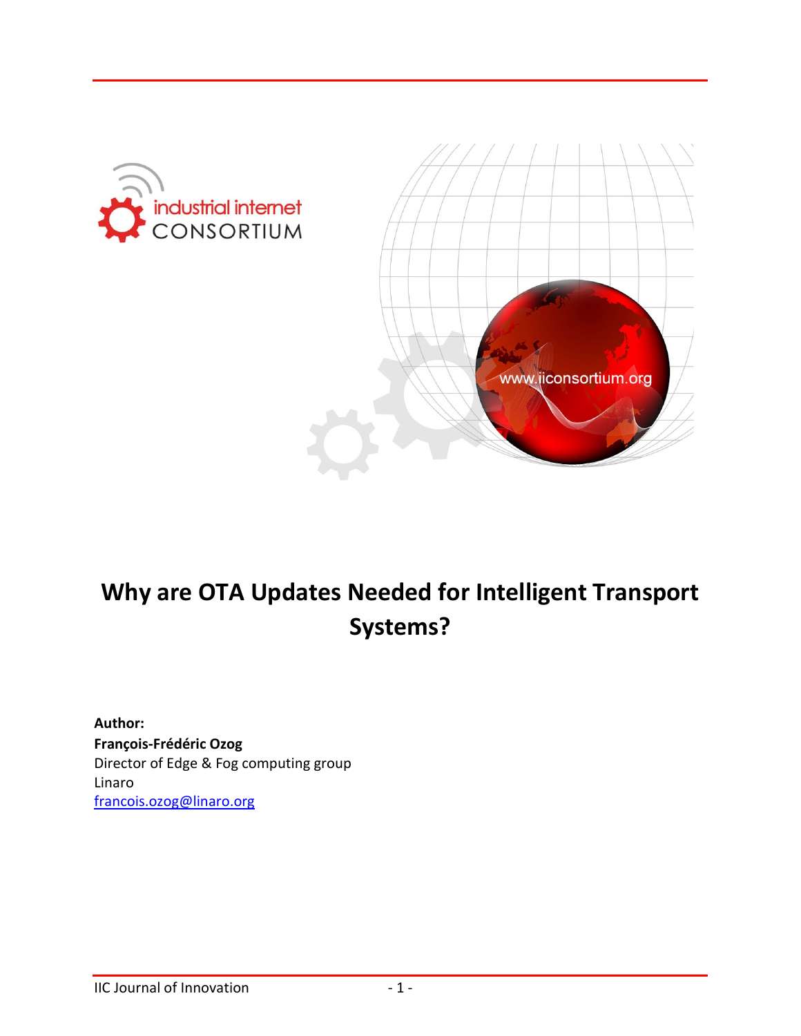# Why are OTA Updates Needed for Intelligent Transport Systems?

**Author:**
**François-Frédéric Ozog**
Director of Edge & Fog computing group
Linaro
francois.ozog@linaro.org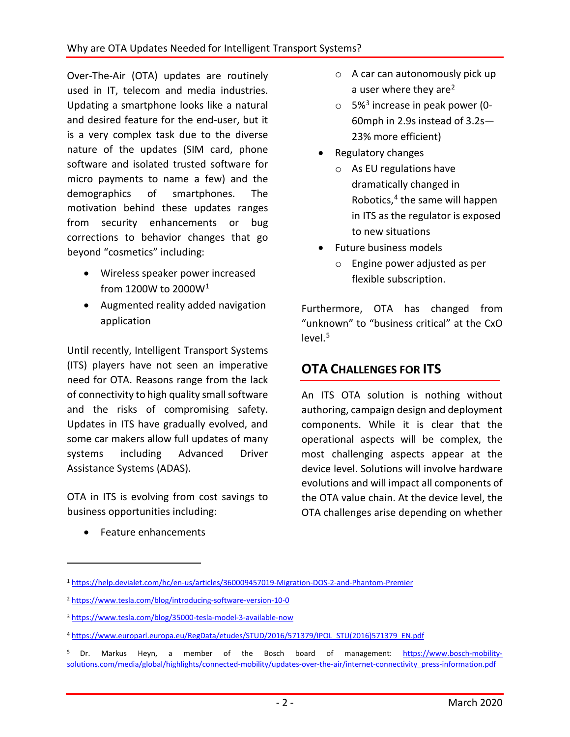Over-The-Air (OTA) updates are routinely used in IT, telecom and media industries. Updating a smartphone looks like a natural and desired feature for the end-user, but it is a very complex task due to the diverse nature of the updates (SIM card, phone software and isolated trusted software for micro payments to name a few) and the demographics of smartphones. The motivation behind these updates ranges from security enhancements or bug corrections to behavior changes that go beyond "cosmetics" including:

- Wireless speaker power increased from 1200W to 2000W[1]
- Augmented reality added navigation application

Until recently, Intelligent Transport Systems (ITS) players have not seen an imperative need for OTA. Reasons range from the lack of connectivity to high quality small software and the risks of compromising safety. Updates in ITS have gradually evolved, and some car makers allow full updates of many systems including Advanced Driver Assistance Systems (ADAS).

OTA in ITS is evolving from cost savings to business opportunities including:

- Feature enhancements
  - A car can autonomously pick up a user where they are[2]
  - 5%[3] increase in peak power (0-60mph in 2.9s instead of 3.2s—23% more efficient)
- Regulatory changes
  - As EU regulations have dramatically changed in Robotics,[4] the same will happen in ITS as the regulator is exposed to new situations
- Future business models
  - Engine power adjusted as per flexible subscription.

Furthermore, OTA has changed from "unknown" to "business critical" at the CxO level.[5]

## OTA Challenges for ITS

An ITS OTA solution is nothing without authoring, campaign design and deployment components. While it is clear that the operational aspects will be complex, the most challenging aspects appear at the device level. Solutions will involve hardware evolutions and will impact all components of the OTA value chain. At the device level, the OTA challenges arise depending on whether

---

[1] https://help.devialet.com/hc/en-us/articles/360009457019-Migration-DOS-2-and-Phantom-Premier

[2] https://www.tesla.com/blog/introducing-software-version-10-0

[3] https://www.tesla.com/blog/35000-tesla-model-3-available-now

[4] https://www.europarl.europa.eu/RegData/etudes/STUD/2016/571379/IPOL_STU(2016)571379_EN.pdf

[5] Dr. Markus Heyn, a member of the Bosch board of management: https://www.bosch-mobility-solutions.com/media/global/highlights/connected-mobility/updates-over-the-air/internet-connectivity_press-information.pdf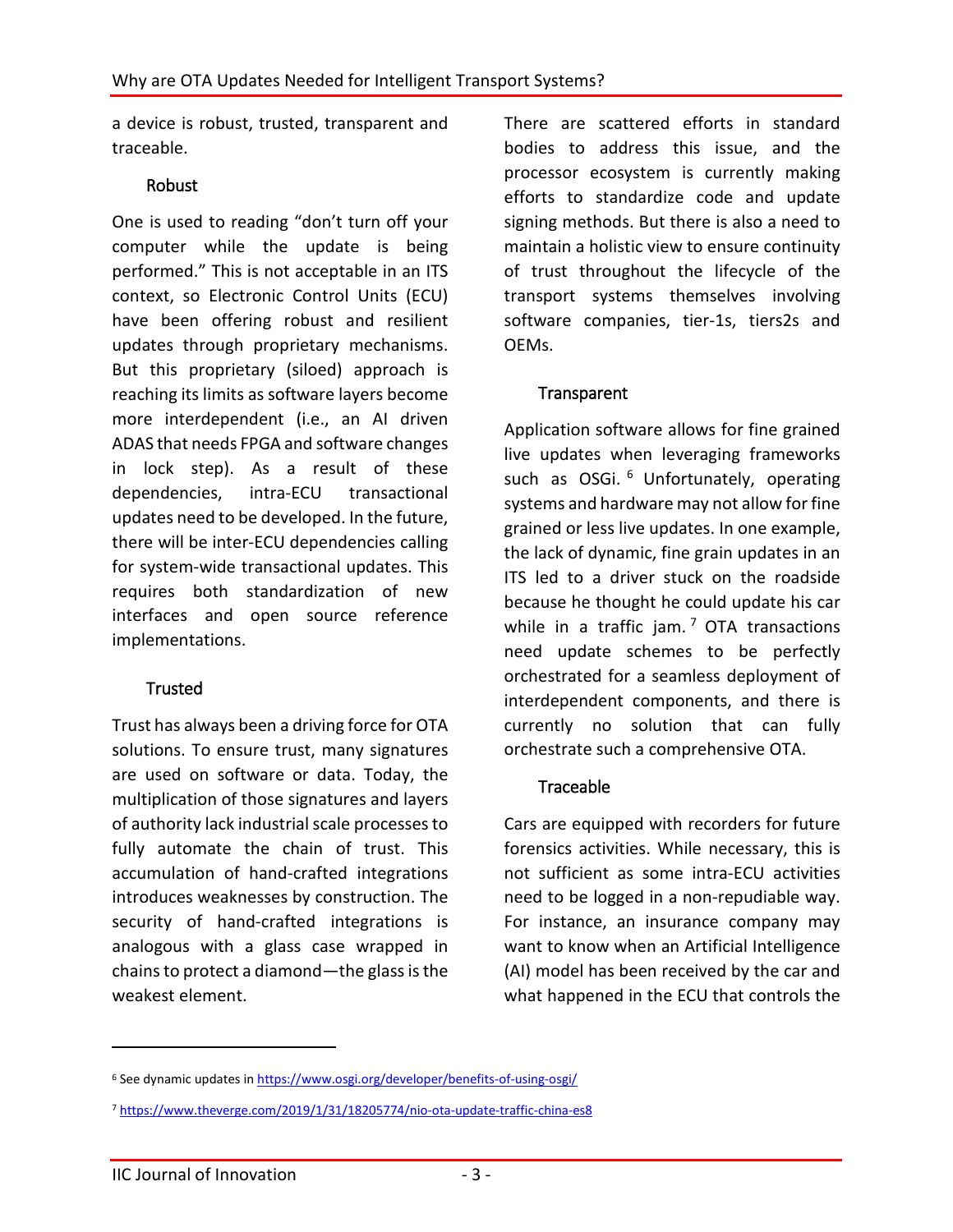a device is robust, trusted, transparent and traceable.

### Robust

One is used to reading "don't turn off your computer while the update is being performed." This is not acceptable in an ITS context, so Electronic Control Units (ECU) have been offering robust and resilient updates through proprietary mechanisms. But this proprietary (siloed) approach is reaching its limits as software layers become more interdependent (i.e., an AI driven ADAS that needs FPGA and software changes in lock step). As a result of these dependencies, intra-ECU transactional updates need to be developed. In the future, there will be inter-ECU dependencies calling for system-wide transactional updates. This requires both standardization of new interfaces and open source reference implementations.

### Trusted

Trust has always been a driving force for OTA solutions. To ensure trust, many signatures are used on software or data. Today, the multiplication of those signatures and layers of authority lack industrial scale processes to fully automate the chain of trust. This accumulation of hand-crafted integrations introduces weaknesses by construction. The security of hand-crafted integrations is analogous with a glass case wrapped in chains to protect a diamond—the glass is the weakest element.

There are scattered efforts in standard bodies to address this issue, and the processor ecosystem is currently making efforts to standardize code and update signing methods. But there is also a need to maintain a holistic view to ensure continuity of trust throughout the lifecycle of the transport systems themselves involving software companies, tier-1s, tiers2s and OEMs.

### Transparent

Application software allows for fine grained live updates when leveraging frameworks such as OSGi.[6] Unfortunately, operating systems and hardware may not allow for fine grained or less live updates. In one example, the lack of dynamic, fine grain updates in an ITS led to a driver stuck on the roadside because he thought he could update his car while in a traffic jam.[7] OTA transactions need update schemes to be perfectly orchestrated for a seamless deployment of interdependent components, and there is currently no solution that can fully orchestrate such a comprehensive OTA.

### Traceable

Cars are equipped with recorders for future forensics activities. While necessary, this is not sufficient as some intra-ECU activities need to be logged in a non-repudiable way. For instance, an insurance company may want to know when an Artificial Intelligence (AI) model has been received by the car and what happened in the ECU that controls the

---

[6] See dynamic updates in https://www.osgi.org/developer/benefits-of-using-osgi/

[7] https://www.theverge.com/2019/1/31/18205774/nio-ota-update-traffic-china-es8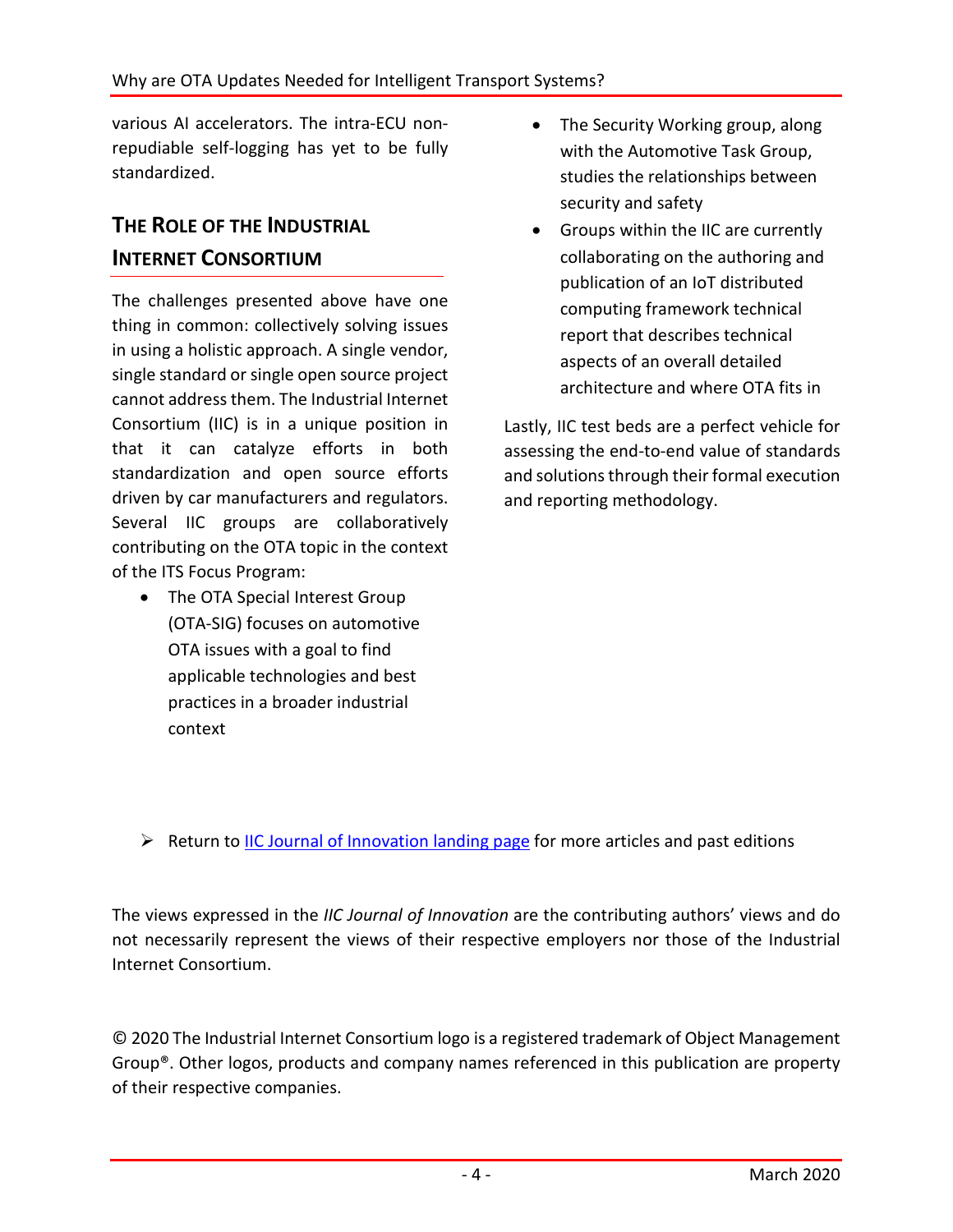various AI accelerators. The intra-ECU non-repudiable self-logging has yet to be fully standardized.

## The Role of the Industrial Internet Consortium

The challenges presented above have one thing in common: collectively solving issues in using a holistic approach. A single vendor, single standard or single open source project cannot address them. The Industrial Internet Consortium (IIC) is in a unique position in that it can catalyze efforts in both standardization and open source efforts driven by car manufacturers and regulators. Several IIC groups are collaboratively contributing on the OTA topic in the context of the ITS Focus Program:

- The OTA Special Interest Group (OTA-SIG) focuses on automotive OTA issues with a goal to find applicable technologies and best practices in a broader industrial context
- The Security Working group, along with the Automotive Task Group, studies the relationships between security and safety
- Groups within the IIC are currently collaborating on the authoring and publication of an IoT distributed computing framework technical report that describes technical aspects of an overall detailed architecture and where OTA fits in

Lastly, IIC test beds are a perfect vehicle for assessing the end-to-end value of standards and solutions through their formal execution and reporting methodology.

➢ Return to IIC Journal of Innovation landing page for more articles and past editions

The views expressed in the *IIC Journal of Innovation* are the contributing authors' views and do not necessarily represent the views of their respective employers nor those of the Industrial Internet Consortium.

© 2020 The Industrial Internet Consortium logo is a registered trademark of Object Management Group®. Other logos, products and company names referenced in this publication are property of their respective companies.